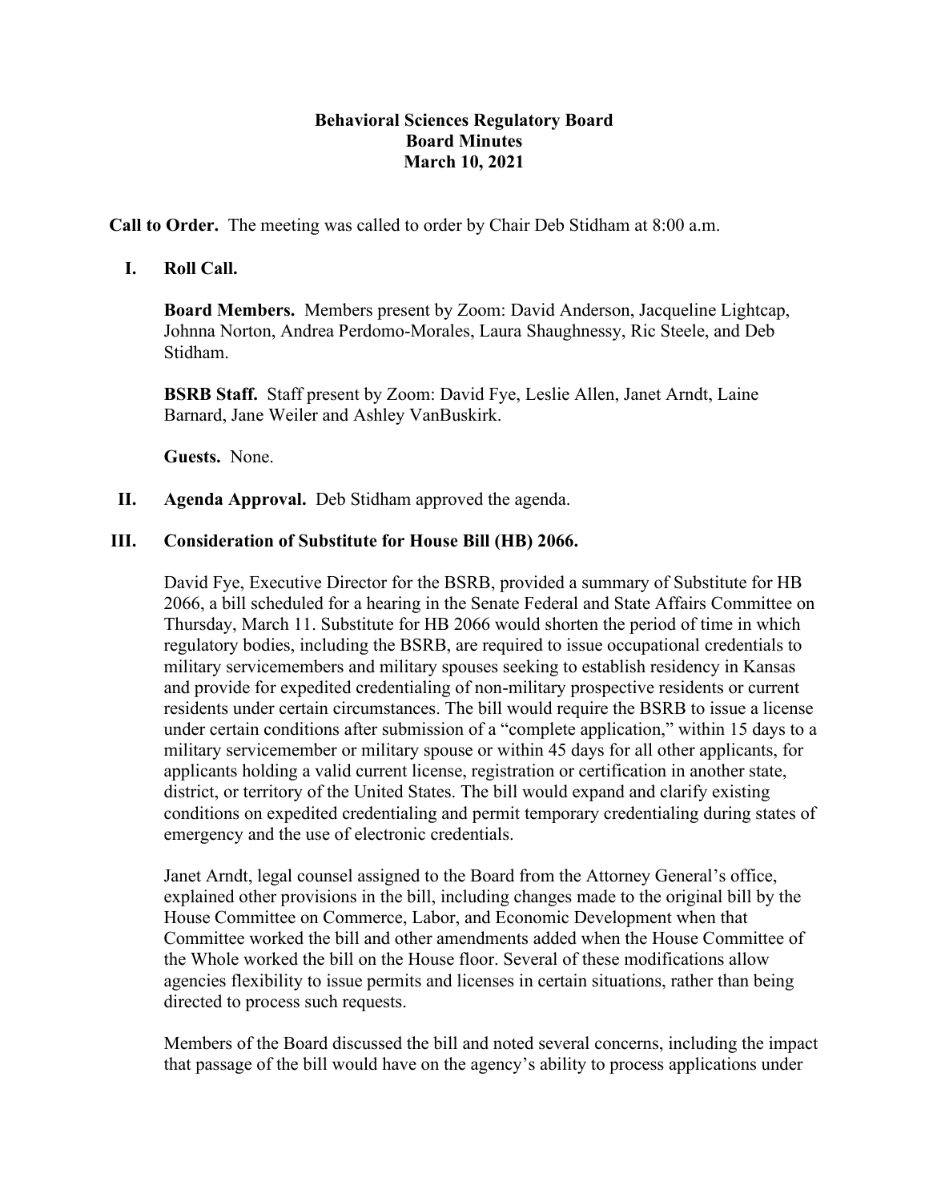# Behavioral Sciences Regulatory Board
## Board Minutes
### March 10, 2021

**Call to Order.** The meeting was called to order by Chair Deb Stidham at 8:00 a.m.

**I. Roll Call.**

**Board Members.** Members present by Zoom: David Anderson, Jacqueline Lightcap, Johnna Norton, Andrea Perdomo-Morales, Laura Shaughnessy, Ric Steele, and Deb Stidham.

**BSRB Staff.** Staff present by Zoom: David Fye, Leslie Allen, Janet Arndt, Laine Barnard, Jane Weiler and Ashley VanBuskirk.

**Guests.** None.

**II. Agenda Approval.** Deb Stidham approved the agenda.

**III. Consideration of Substitute for House Bill (HB) 2066.**

David Fye, Executive Director for the BSRB, provided a summary of Substitute for HB 2066, a bill scheduled for a hearing in the Senate Federal and State Affairs Committee on Thursday, March 11. Substitute for HB 2066 would shorten the period of time in which regulatory bodies, including the BSRB, are required to issue occupational credentials to military servicemembers and military spouses seeking to establish residency in Kansas and provide for expedited credentialing of non-military prospective residents or current residents under certain circumstances. The bill would require the BSRB to issue a license under certain conditions after submission of a "complete application," within 15 days to a military servicemember or military spouse or within 45 days for all other applicants, for applicants holding a valid current license, registration or certification in another state, district, or territory of the United States. The bill would expand and clarify existing conditions on expedited credentialing and permit temporary credentialing during states of emergency and the use of electronic credentials.

Janet Arndt, legal counsel assigned to the Board from the Attorney General's office, explained other provisions in the bill, including changes made to the original bill by the House Committee on Commerce, Labor, and Economic Development when that Committee worked the bill and other amendments added when the House Committee of the Whole worked the bill on the House floor. Several of these modifications allow agencies flexibility to issue permits and licenses in certain situations, rather than being directed to process such requests.

Members of the Board discussed the bill and noted several concerns, including the impact that passage of the bill would have on the agency's ability to process applications under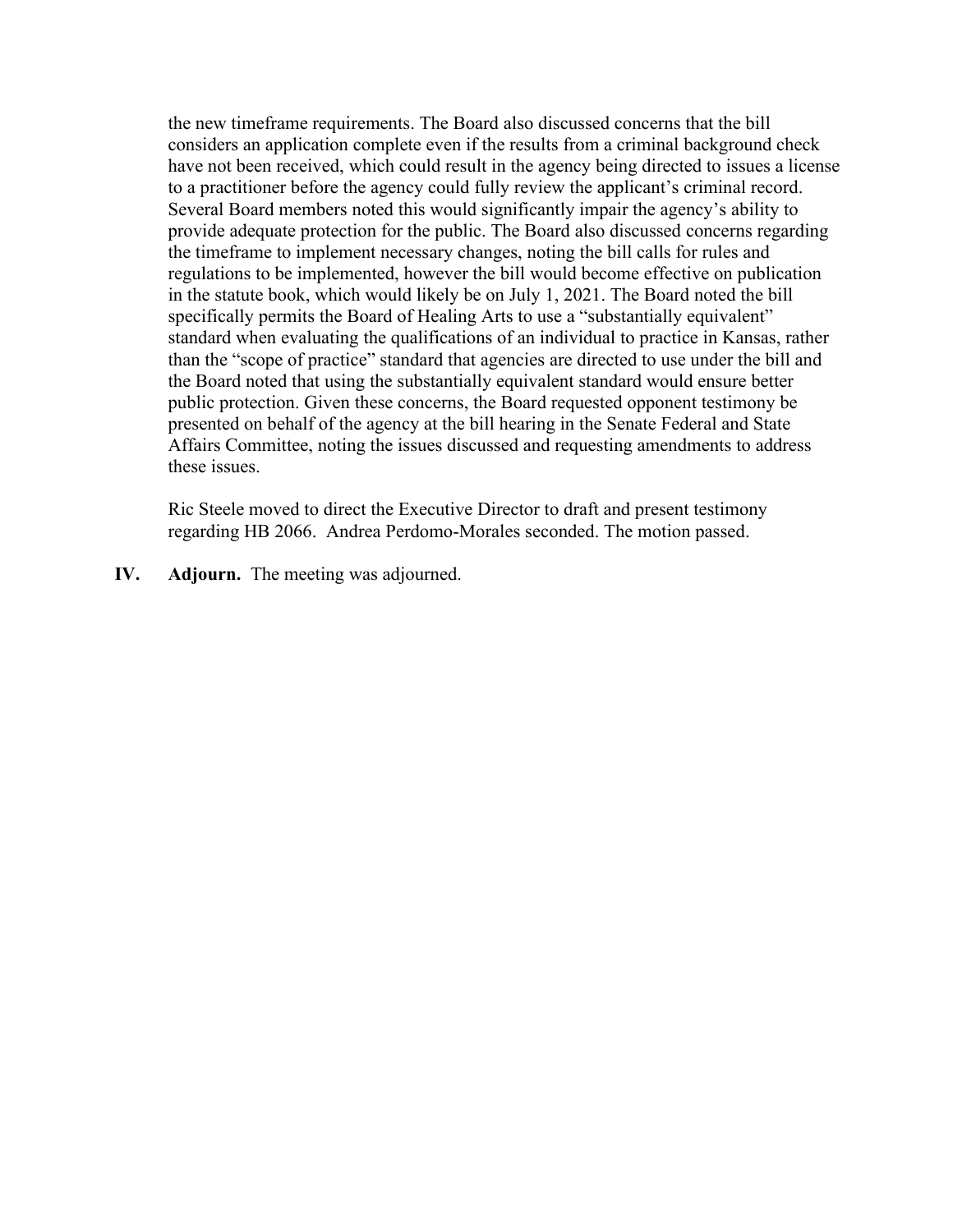the new timeframe requirements. The Board also discussed concerns that the bill considers an application complete even if the results from a criminal background check have not been received, which could result in the agency being directed to issues a license to a practitioner before the agency could fully review the applicant's criminal record. Several Board members noted this would significantly impair the agency's ability to provide adequate protection for the public. The Board also discussed concerns regarding the timeframe to implement necessary changes, noting the bill calls for rules and regulations to be implemented, however the bill would become effective on publication in the statute book, which would likely be on July 1, 2021. The Board noted the bill specifically permits the Board of Healing Arts to use a "substantially equivalent" standard when evaluating the qualifications of an individual to practice in Kansas, rather than the "scope of practice" standard that agencies are directed to use under the bill and the Board noted that using the substantially equivalent standard would ensure better public protection. Given these concerns, the Board requested opponent testimony be presented on behalf of the agency at the bill hearing in the Senate Federal and State Affairs Committee, noting the issues discussed and requesting amendments to address these issues.

Ric Steele moved to direct the Executive Director to draft and present testimony regarding HB 2066. Andrea Perdomo-Morales seconded. The motion passed.

**IV. Adjourn.** The meeting was adjourned.